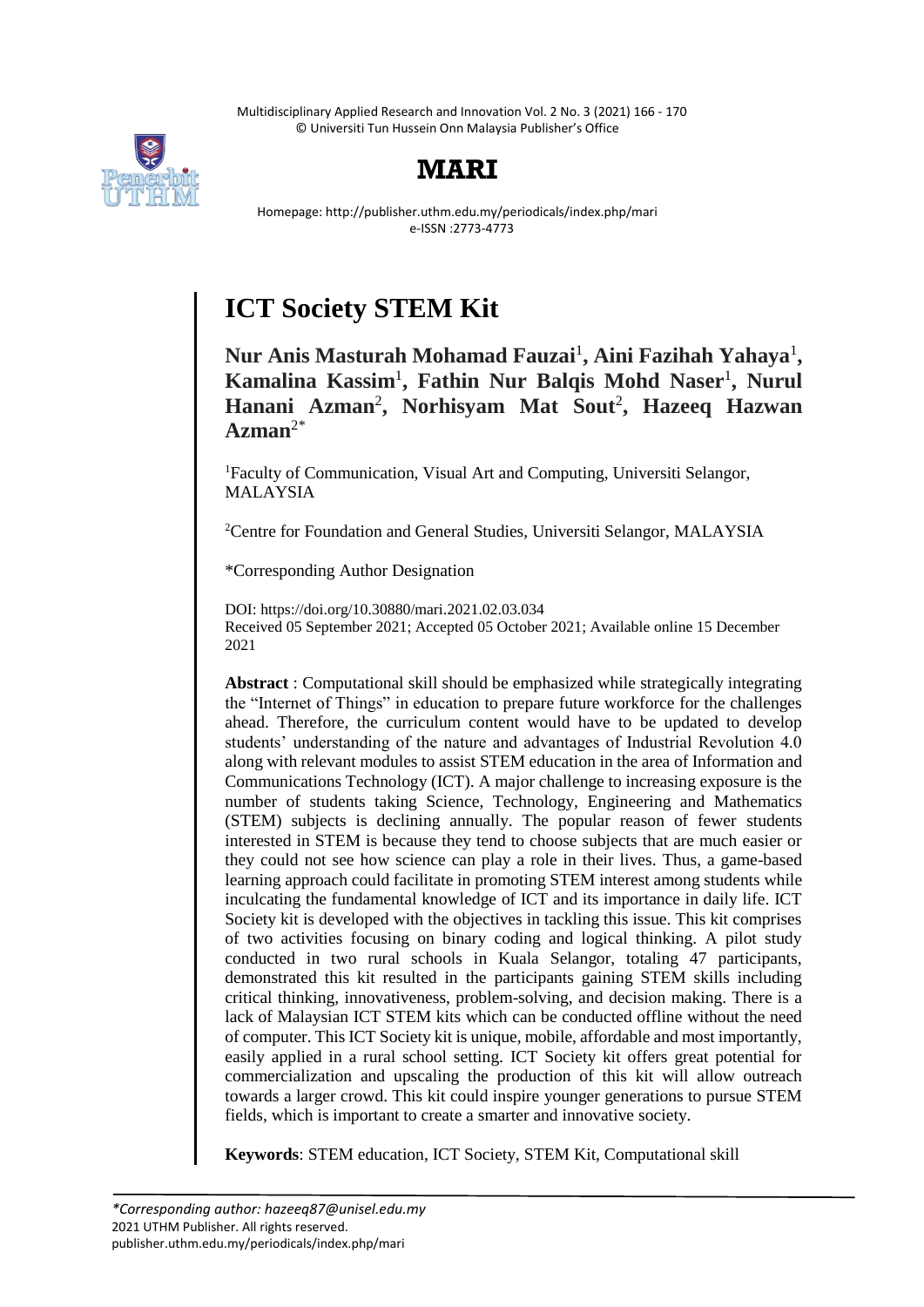# ICT Society STEM Kit

**Nur Anis Masturah Mohamad Fauzai[1], Aini Fazihah Yahaya[1], Kamalina Kassim[1], Fathin Nur Balqis Mohd Naser[1], Nurul Hanani Azman[2], Norhisyam Mat Sout[2], Hazeeq Hazwan Azman[2]***

[1]Faculty of Communication, Visual Art and Computing, Universiti Selangor, MALAYSIA

[2]Centre for Foundation and General Studies, Universiti Selangor, MALAYSIA

*Corresponding Author Designation

DOI: https://doi.org/10.30880/mari.2021.02.03.034
Received 05 September 2021; Accepted 05 October 2021; Available online 15 December 2021

**Abstract** : Computational skill should be emphasized while strategically integrating the "Internet of Things" in education to prepare future workforce for the challenges ahead. Therefore, the curriculum content would have to be updated to develop students' understanding of the nature and advantages of Industrial Revolution 4.0 along with relevant modules to assist STEM education in the area of Information and Communications Technology (ICT). A major challenge to increasing exposure is the number of students taking Science, Technology, Engineering and Mathematics (STEM) subjects is declining annually. The popular reason of fewer students interested in STEM is because they tend to choose subjects that are much easier or they could not see how science can play a role in their lives. Thus, a game-based learning approach could facilitate in promoting STEM interest among students while inculcating the fundamental knowledge of ICT and its importance in daily life. ICT Society kit is developed with the objectives in tackling this issue. This kit comprises of two activities focusing on binary coding and logical thinking. A pilot study conducted in two rural schools in Kuala Selangor, totaling 47 participants, demonstrated this kit resulted in the participants gaining STEM skills including critical thinking, innovativeness, problem-solving, and decision making. There is a lack of Malaysian ICT STEM kits which can be conducted offline without the need of computer. This ICT Society kit is unique, mobile, affordable and most importantly, easily applied in a rural school setting. ICT Society kit offers great potential for commercialization and upscaling the production of this kit will allow outreach towards a larger crowd. This kit could inspire younger generations to pursue STEM fields, which is important to create a smarter and innovative society.

**Keywords**: STEM education, ICT Society, STEM Kit, Computational skill

*\*Corresponding author: hazeeq87@unisel.edu.my*
2021 UTHM Publisher. All rights reserved.
publisher.uthm.edu.my/periodicals/index.php/mari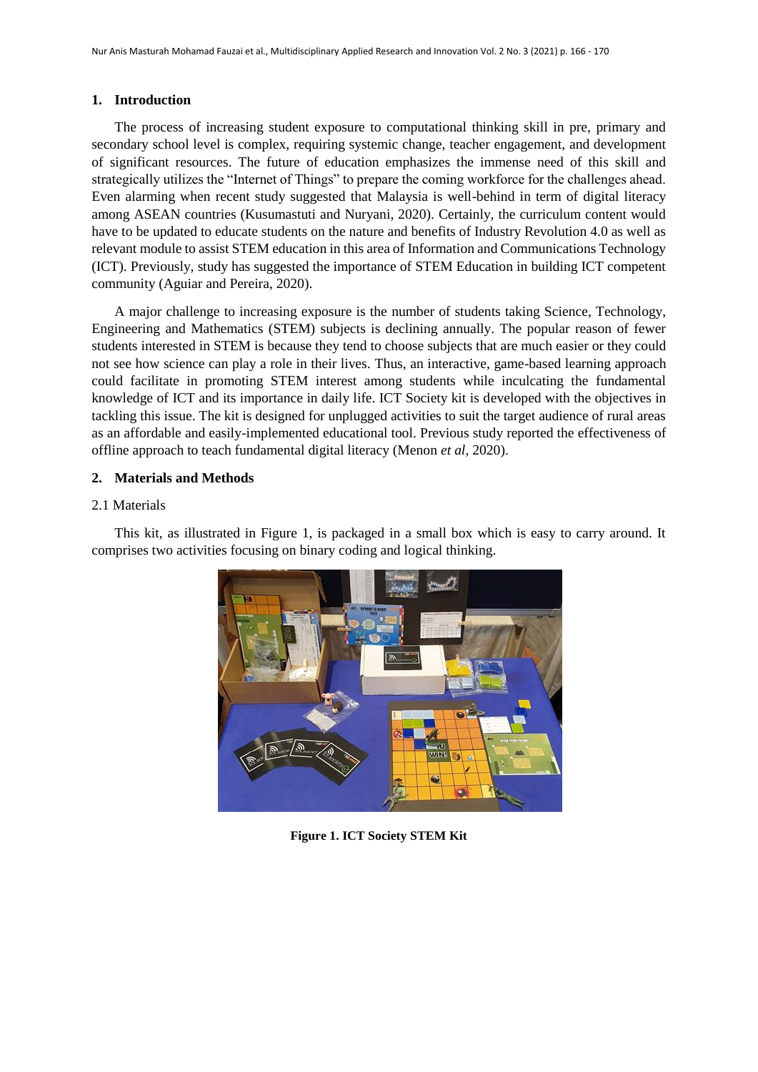## 1. Introduction

The process of increasing student exposure to computational thinking skill in pre, primary and secondary school level is complex, requiring systemic change, teacher engagement, and development of significant resources. The future of education emphasizes the immense need of this skill and strategically utilizes the "Internet of Things" to prepare the coming workforce for the challenges ahead. Even alarming when recent study suggested that Malaysia is well-behind in term of digital literacy among ASEAN countries (Kusumastuti and Nuryani, 2020). Certainly, the curriculum content would have to be updated to educate students on the nature and benefits of Industry Revolution 4.0 as well as relevant module to assist STEM education in this area of Information and Communications Technology (ICT). Previously, study has suggested the importance of STEM Education in building ICT competent community (Aguiar and Pereira, 2020).

A major challenge to increasing exposure is the number of students taking Science, Technology, Engineering and Mathematics (STEM) subjects is declining annually. The popular reason of fewer students interested in STEM is because they tend to choose subjects that are much easier or they could not see how science can play a role in their lives. Thus, an interactive, game-based learning approach could facilitate in promoting STEM interest among students while inculcating the fundamental knowledge of ICT and its importance in daily life. ICT Society kit is developed with the objectives in tackling this issue. The kit is designed for unplugged activities to suit the target audience of rural areas as an affordable and easily-implemented educational tool. Previous study reported the effectiveness of offline approach to teach fundamental digital literacy (Menon *et al*, 2020).

## 2. Materials and Methods

### 2.1 Materials

This kit, as illustrated in Figure 1, is packaged in a small box which is easy to carry around. It comprises two activities focusing on binary coding and logical thinking.

**Figure 1. ICT Society STEM Kit**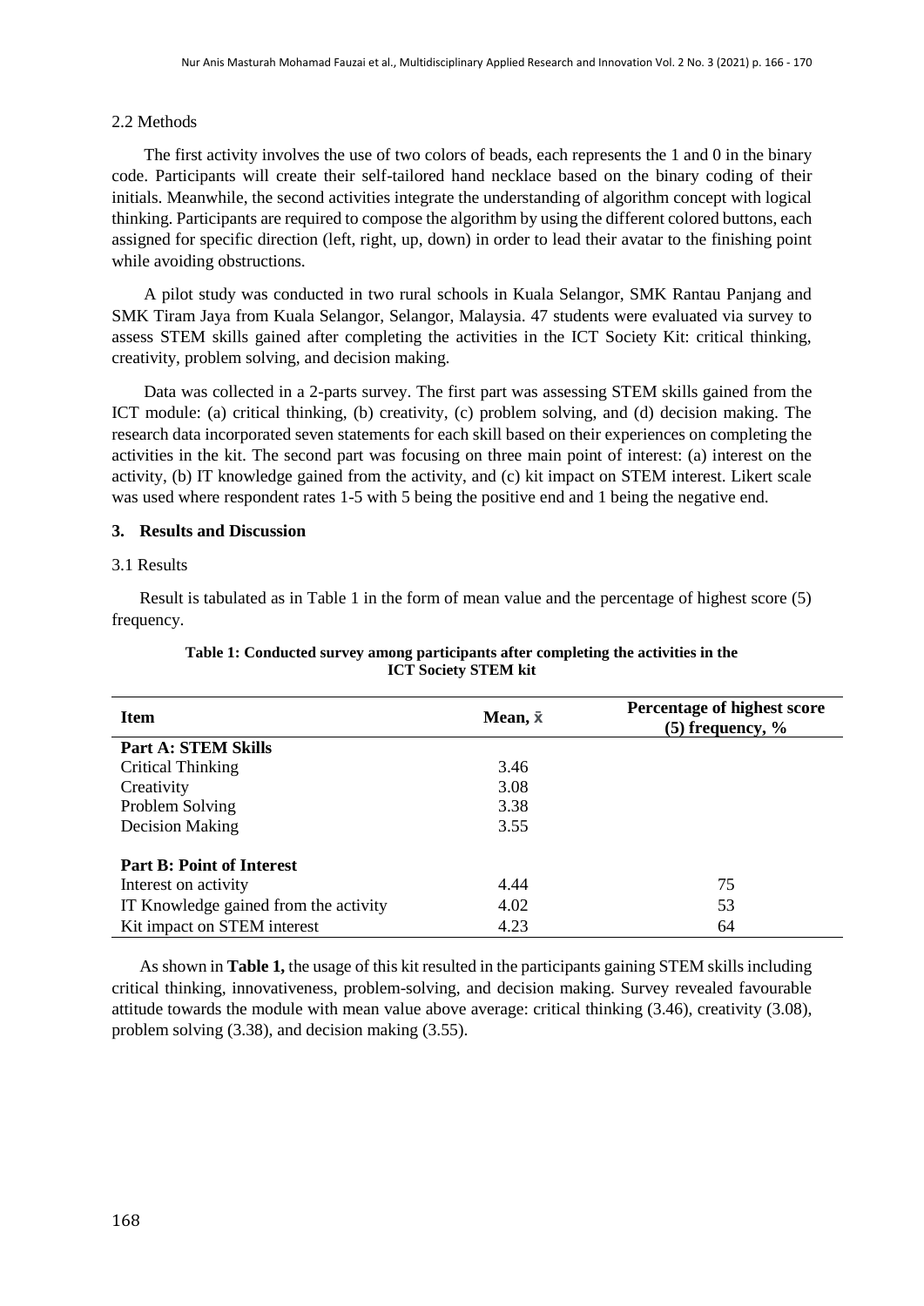### 2.2 Methods

The first activity involves the use of two colors of beads, each represents the 1 and 0 in the binary code. Participants will create their self-tailored hand necklace based on the binary coding of their initials. Meanwhile, the second activities integrate the understanding of algorithm concept with logical thinking. Participants are required to compose the algorithm by using the different colored buttons, each assigned for specific direction (left, right, up, down) in order to lead their avatar to the finishing point while avoiding obstructions.

A pilot study was conducted in two rural schools in Kuala Selangor, SMK Rantau Panjang and SMK Tiram Jaya from Kuala Selangor, Selangor, Malaysia. 47 students were evaluated via survey to assess STEM skills gained after completing the activities in the ICT Society Kit: critical thinking, creativity, problem solving, and decision making.

Data was collected in a 2-parts survey. The first part was assessing STEM skills gained from the ICT module: (a) critical thinking, (b) creativity, (c) problem solving, and (d) decision making. The research data incorporated seven statements for each skill based on their experiences on completing the activities in the kit. The second part was focusing on three main point of interest: (a) interest on the activity, (b) IT knowledge gained from the activity, and (c) kit impact on STEM interest. Likert scale was used where respondent rates 1-5 with 5 being the positive end and 1 being the negative end.

## 3. Results and Discussion

### 3.1 Results

Result is tabulated as in Table 1 in the form of mean value and the percentage of highest score (5) frequency.

**Table 1: Conducted survey among participants after completing the activities in the ICT Society STEM kit**

| Item | Mean, $\bar{x}$ | Percentage of highest score (5) frequency, % |
|---|---|---|
| **Part A: STEM Skills** | | |
| Critical Thinking | 3.46 | |
| Creativity | 3.08 | |
| Problem Solving | 3.38 | |
| Decision Making | 3.55 | |
| **Part B: Point of Interest** | | |
| Interest on activity | 4.44 | 75 |
| IT Knowledge gained from the activity | 4.02 | 53 |
| Kit impact on STEM interest | 4.23 | 64 |

As shown in **Table 1,** the usage of this kit resulted in the participants gaining STEM skills including critical thinking, innovativeness, problem-solving, and decision making. Survey revealed favourable attitude towards the module with mean value above average: critical thinking (3.46), creativity (3.08), problem solving (3.38), and decision making (3.55).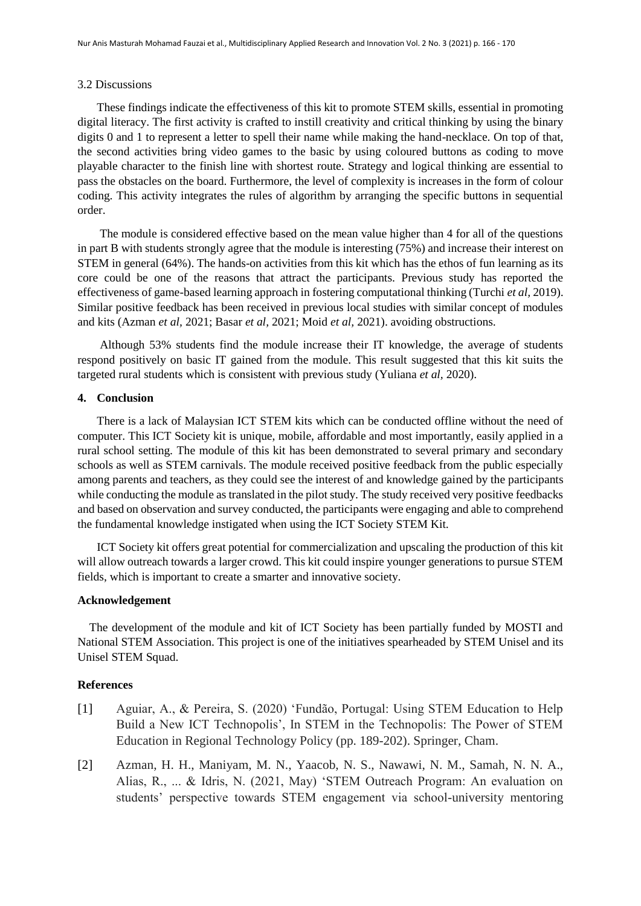### 3.2 Discussions

These findings indicate the effectiveness of this kit to promote STEM skills, essential in promoting digital literacy. The first activity is crafted to instill creativity and critical thinking by using the binary digits 0 and 1 to represent a letter to spell their name while making the hand-necklace. On top of that, the second activities bring video games to the basic by using coloured buttons as coding to move playable character to the finish line with shortest route. Strategy and logical thinking are essential to pass the obstacles on the board. Furthermore, the level of complexity is increases in the form of colour coding. This activity integrates the rules of algorithm by arranging the specific buttons in sequential order.

The module is considered effective based on the mean value higher than 4 for all of the questions in part B with students strongly agree that the module is interesting (75%) and increase their interest on STEM in general (64%). The hands-on activities from this kit which has the ethos of fun learning as its core could be one of the reasons that attract the participants. Previous study has reported the effectiveness of game-based learning approach in fostering computational thinking (Turchi *et al*, 2019). Similar positive feedback has been received in previous local studies with similar concept of modules and kits (Azman *et al*, 2021; Basar *et al*, 2021; Moid *et al*, 2021). avoiding obstructions.

Although 53% students find the module increase their IT knowledge, the average of students respond positively on basic IT gained from the module. This result suggested that this kit suits the targeted rural students which is consistent with previous study (Yuliana *et al*, 2020).

## 4. Conclusion

There is a lack of Malaysian ICT STEM kits which can be conducted offline without the need of computer. This ICT Society kit is unique, mobile, affordable and most importantly, easily applied in a rural school setting. The module of this kit has been demonstrated to several primary and secondary schools as well as STEM carnivals. The module received positive feedback from the public especially among parents and teachers, as they could see the interest of and knowledge gained by the participants while conducting the module as translated in the pilot study. The study received very positive feedbacks and based on observation and survey conducted, the participants were engaging and able to comprehend the fundamental knowledge instigated when using the ICT Society STEM Kit.

ICT Society kit offers great potential for commercialization and upscaling the production of this kit will allow outreach towards a larger crowd. This kit could inspire younger generations to pursue STEM fields, which is important to create a smarter and innovative society.

## Acknowledgement

The development of the module and kit of ICT Society has been partially funded by MOSTI and National STEM Association. This project is one of the initiatives spearheaded by STEM Unisel and its Unisel STEM Squad.

## References

[1] Aguiar, A., & Pereira, S. (2020) 'Fundão, Portugal: Using STEM Education to Help Build a New ICT Technopolis', In STEM in the Technopolis: The Power of STEM Education in Regional Technology Policy (pp. 189-202). Springer, Cham.

[2] Azman, H. H., Maniyam, M. N., Yaacob, N. S., Nawawi, N. M., Samah, N. N. A., Alias, R., ... & Idris, N. (2021, May) 'STEM Outreach Program: An evaluation on students' perspective towards STEM engagement via school-university mentoring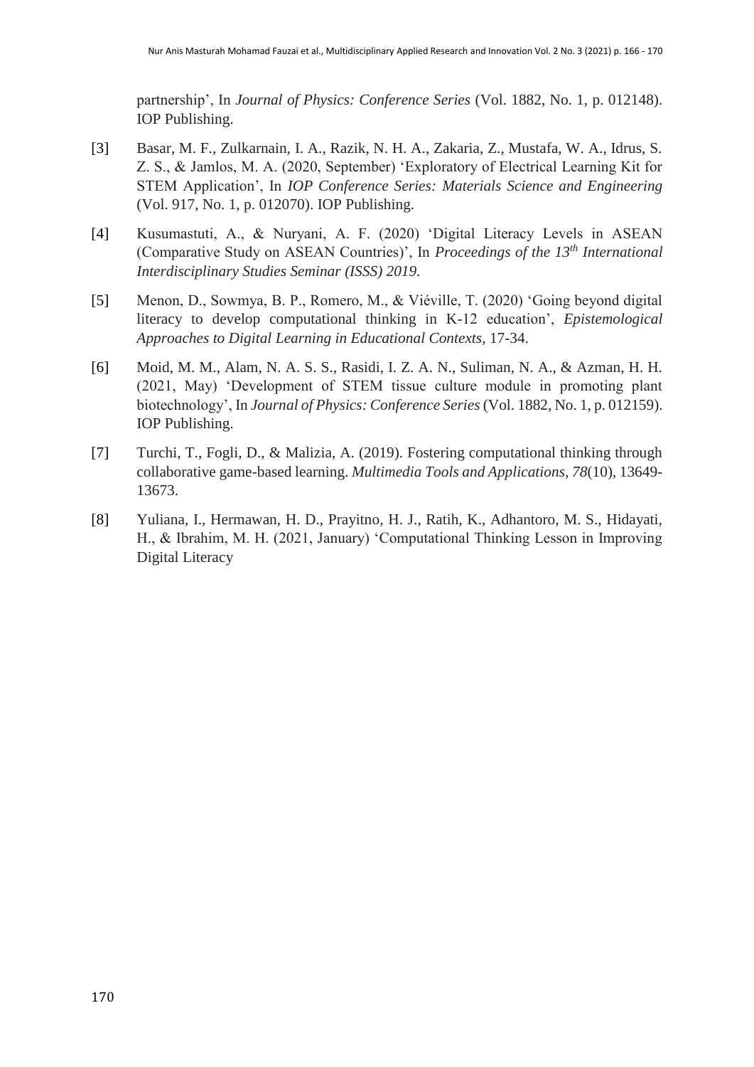partnership', In *Journal of Physics: Conference Series* (Vol. 1882, No. 1, p. 012148). IOP Publishing.

[3] Basar, M. F., Zulkarnain, I. A., Razik, N. H. A., Zakaria, Z., Mustafa, W. A., Idrus, S. Z. S., & Jamlos, M. A. (2020, September) 'Exploratory of Electrical Learning Kit for STEM Application', In *IOP Conference Series: Materials Science and Engineering* (Vol. 917, No. 1, p. 012070). IOP Publishing.

[4] Kusumastuti, A., & Nuryani, A. F. (2020) 'Digital Literacy Levels in ASEAN (Comparative Study on ASEAN Countries)', In *Proceedings of the 13th International Interdisciplinary Studies Seminar (ISSS) 2019.*

[5] Menon, D., Sowmya, B. P., Romero, M., & Viéville, T. (2020) 'Going beyond digital literacy to develop computational thinking in K-12 education', *Epistemological Approaches to Digital Learning in Educational Contexts*, 17-34.

[6] Moid, M. M., Alam, N. A. S. S., Rasidi, I. Z. A. N., Suliman, N. A., & Azman, H. H. (2021, May) 'Development of STEM tissue culture module in promoting plant biotechnology', In *Journal of Physics: Conference Series* (Vol. 1882, No. 1, p. 012159). IOP Publishing.

[7] Turchi, T., Fogli, D., & Malizia, A. (2019). Fostering computational thinking through collaborative game-based learning. *Multimedia Tools and Applications*, *78*(10), 13649-13673.

[8] Yuliana, I., Hermawan, H. D., Prayitno, H. J., Ratih, K., Adhantoro, M. S., Hidayati, H., & Ibrahim, M. H. (2021, January) 'Computational Thinking Lesson in Improving Digital Literacy